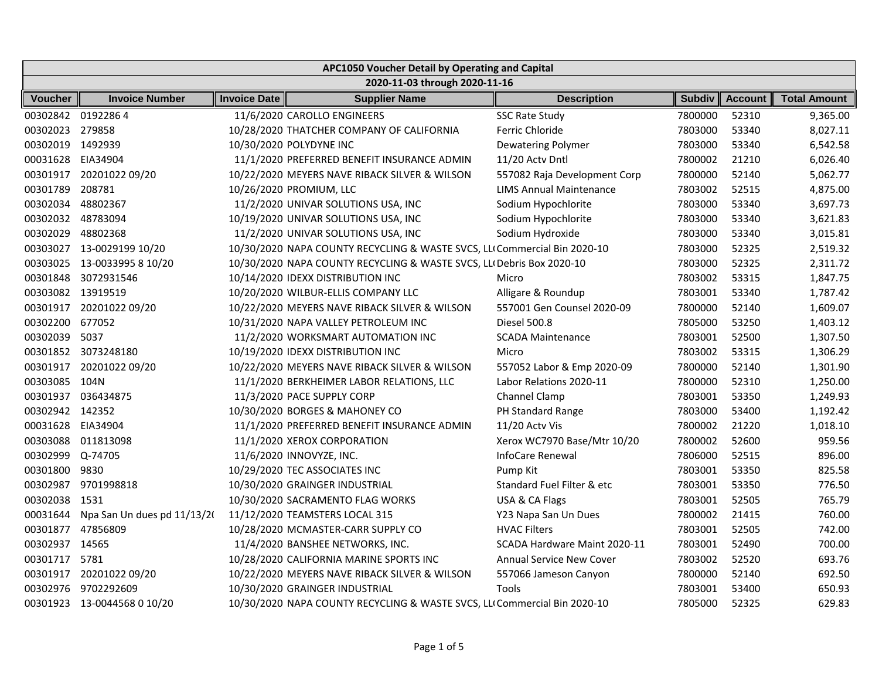| APC1050 Voucher Detail by Operating and Capital | | | | | | | |
|---|---|---|---|---|---|---|---|
| 2020-11-03 through 2020-11-16 | | | | | | | |
| Voucher | Invoice Number | Invoice Date | Supplier Name | Description | Subdiv | Account | Total Amount |
| 00302842 | 0192286 4 | 11/6/2020 | CAROLLO ENGINEERS | SSC Rate Study | 7800000 | 52310 | 9,365.00 |
| 00302023 | 279858 | 10/28/2020 | THATCHER COMPANY OF CALIFORNIA | Ferric Chloride | 7803000 | 53340 | 8,027.11 |
| 00302019 | 1492939 | 10/30/2020 | POLYDYNE INC | Dewatering Polymer | 7803000 | 53340 | 6,542.58 |
| 00031628 | EIA34904 | 11/1/2020 | PREFERRED BENEFIT INSURANCE ADMIN | 11/20 Actv Dntl | 7800002 | 21210 | 6,026.40 |
| 00301917 | 20201022 09/20 | 10/22/2020 | MEYERS NAVE RIBACK SILVER & WILSON | 557082 Raja Development Corp | 7800000 | 52140 | 5,062.77 |
| 00301789 | 208781 | 10/26/2020 | PROMIUM, LLC | LIMS Annual Maintenance | 7803002 | 52515 | 4,875.00 |
| 00302034 | 48802367 | 11/2/2020 | UNIVAR SOLUTIONS USA, INC | Sodium Hypochlorite | 7803000 | 53340 | 3,697.73 |
| 00302032 | 48783094 | 10/19/2020 | UNIVAR SOLUTIONS USA, INC | Sodium Hypochlorite | 7803000 | 53340 | 3,621.83 |
| 00302029 | 48802368 | 11/2/2020 | UNIVAR SOLUTIONS USA, INC | Sodium Hydroxide | 7803000 | 53340 | 3,015.81 |
| 00303027 | 13-0029199 10/20 | 10/30/2020 | NAPA COUNTY RECYCLING & WASTE SVCS, LL( | Commercial Bin 2020-10 | 7803000 | 52325 | 2,519.32 |
| 00303025 | 13-0033995 8 10/20 | 10/30/2020 | NAPA COUNTY RECYCLING & WASTE SVCS, LL( | Debris Box 2020-10 | 7803000 | 52325 | 2,311.72 |
| 00301848 | 3072931546 | 10/14/2020 | IDEXX DISTRIBUTION INC | Micro | 7803002 | 53315 | 1,847.75 |
| 00303082 | 13919519 | 10/20/2020 | WILBUR-ELLIS COMPANY LLC | Alligare & Roundup | 7803001 | 53340 | 1,787.42 |
| 00301917 | 20201022 09/20 | 10/22/2020 | MEYERS NAVE RIBACK SILVER & WILSON | 557001 Gen Counsel 2020-09 | 7800000 | 52140 | 1,609.07 |
| 00302200 | 677052 | 10/31/2020 | NAPA VALLEY PETROLEUM INC | Diesel 500.8 | 7805000 | 53250 | 1,403.12 |
| 00302039 | 5037 | 11/2/2020 | WORKSMART AUTOMATION INC | SCADA Maintenance | 7803001 | 52500 | 1,307.50 |
| 00301852 | 3073248180 | 10/19/2020 | IDEXX DISTRIBUTION INC | Micro | 7803002 | 53315 | 1,306.29 |
| 00301917 | 20201022 09/20 | 10/22/2020 | MEYERS NAVE RIBACK SILVER & WILSON | 557052 Labor & Emp 2020-09 | 7800000 | 52140 | 1,301.90 |
| 00303085 | 104N | 11/1/2020 | BERKHEIMER LABOR RELATIONS, LLC | Labor Relations 2020-11 | 7800000 | 52310 | 1,250.00 |
| 00301937 | 036434875 | 11/3/2020 | PACE SUPPLY CORP | Channel Clamp | 7803001 | 53350 | 1,249.93 |
| 00302942 | 142352 | 10/30/2020 | BORGES & MAHONEY CO | PH Standard Range | 7803000 | 53400 | 1,192.42 |
| 00031628 | EIA34904 | 11/1/2020 | PREFERRED BENEFIT INSURANCE ADMIN | 11/20 Actv Vis | 7800002 | 21220 | 1,018.10 |
| 00303088 | 011813098 | 11/1/2020 | XEROX CORPORATION | Xerox WC7970 Base/Mtr 10/20 | 7800002 | 52600 | 959.56 |
| 00302999 | Q-74705 | 11/6/2020 | INNOVYZE, INC. | InfoCare Renewal | 7806000 | 52515 | 896.00 |
| 00301800 | 9830 | 10/29/2020 | TEC ASSOCIATES INC | Pump Kit | 7803001 | 53350 | 825.58 |
| 00302987 | 9701998818 | 10/30/2020 | GRAINGER INDUSTRIAL | Standard Fuel Filter & etc | 7803001 | 53350 | 776.50 |
| 00302038 | 1531 | 10/30/2020 | SACRAMENTO FLAG WORKS | USA & CA Flags | 7803001 | 52505 | 765.79 |
| 00031644 | Npa San Un dues pd 11/13/2( | 11/12/2020 | TEAMSTERS LOCAL 315 | Y23 Napa San Un Dues | 7800002 | 21415 | 760.00 |
| 00301877 | 47856809 | 10/28/2020 | MCMASTER-CARR SUPPLY CO | HVAC Filters | 7803001 | 52505 | 742.00 |
| 00302937 | 14565 | 11/4/2020 | BANSHEE NETWORKS, INC. | SCADA Hardware Maint 2020-11 | 7803001 | 52490 | 700.00 |
| 00301717 | 5781 | 10/28/2020 | CALIFORNIA MARINE SPORTS INC | Annual Service New Cover | 7803002 | 52520 | 693.76 |
| 00301917 | 20201022 09/20 | 10/22/2020 | MEYERS NAVE RIBACK SILVER & WILSON | 557066 Jameson Canyon | 7800000 | 52140 | 692.50 |
| 00302976 | 9702292609 | 10/30/2020 | GRAINGER INDUSTRIAL | Tools | 7803001 | 53400 | 650.93 |
| 00301923 | 13-0044568 0 10/20 | 10/30/2020 | NAPA COUNTY RECYCLING & WASTE SVCS, LL( | Commercial Bin 2020-10 | 7805000 | 52325 | 629.83 |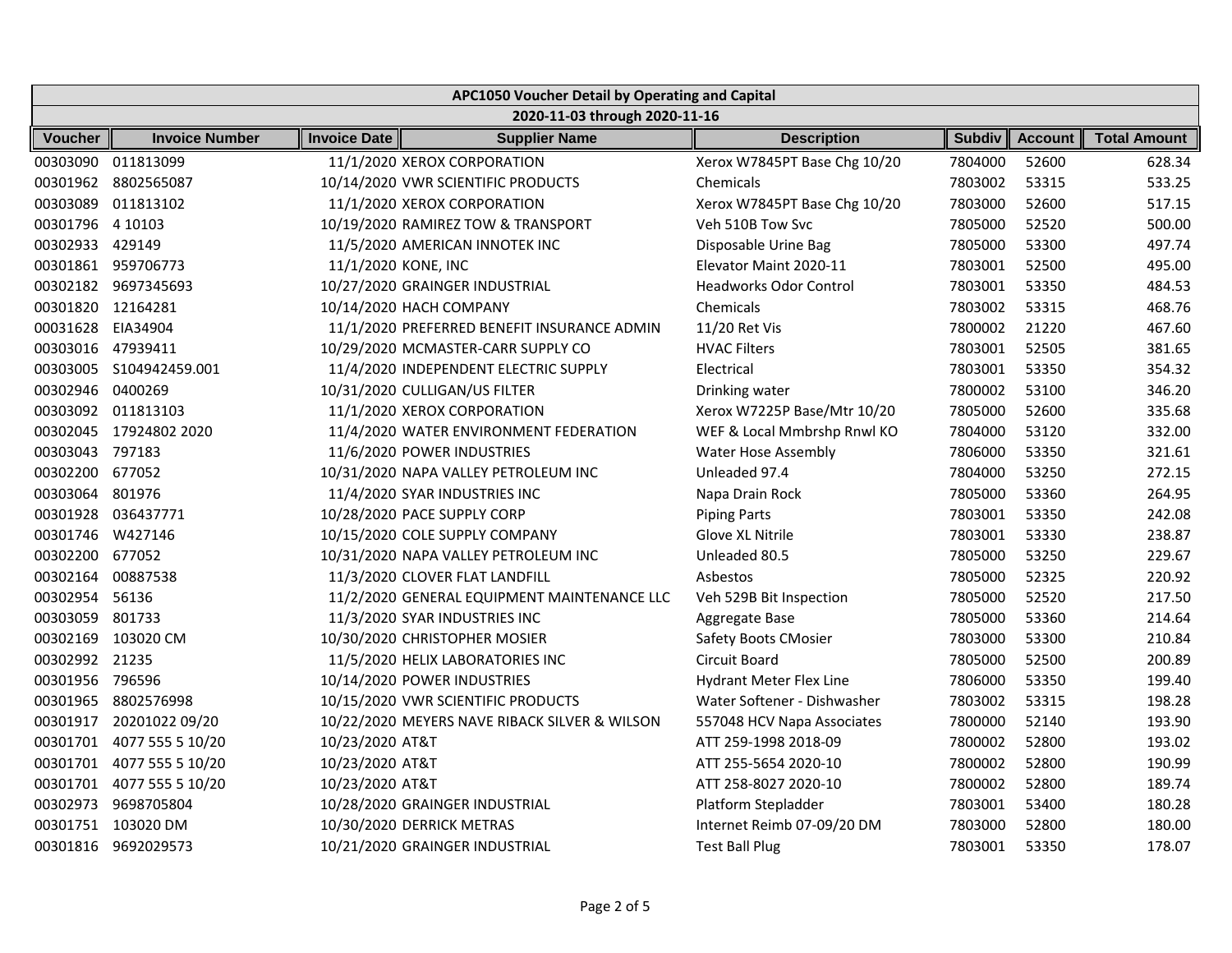| APC1050 Voucher Detail by Operating and Capital | | | | | | | |
|---|---|---|---|---|---|---|---|
| 2020-11-03 through 2020-11-16 | | | | | | | |
| **Voucher** | **Invoice Number** | **Invoice Date** | **Supplier Name** | **Description** | **Subdiv** | **Account** | **Total Amount** |
| 00303090 | 011813099 | 11/1/2020 | XEROX CORPORATION | Xerox W7845PT Base Chg 10/20 | 7804000 | 52600 | 628.34 |
| 00301962 | 8802565087 | 10/14/2020 | VWR SCIENTIFIC PRODUCTS | Chemicals | 7803002 | 53315 | 533.25 |
| 00303089 | 011813102 | 11/1/2020 | XEROX CORPORATION | Xerox W7845PT Base Chg 10/20 | 7803000 | 52600 | 517.15 |
| 00301796 | 4 10103 | 10/19/2020 | RAMIREZ TOW & TRANSPORT | Veh 510B Tow Svc | 7805000 | 52520 | 500.00 |
| 00302933 | 429149 | 11/5/2020 | AMERICAN INNOTEK INC | Disposable Urine Bag | 7805000 | 53300 | 497.74 |
| 00301861 | 959706773 | 11/1/2020 | KONE, INC | Elevator Maint 2020-11 | 7803001 | 52500 | 495.00 |
| 00302182 | 9697345693 | 10/27/2020 | GRAINGER INDUSTRIAL | Headworks Odor Control | 7803001 | 53350 | 484.53 |
| 00301820 | 12164281 | 10/14/2020 | HACH COMPANY | Chemicals | 7803002 | 53315 | 468.76 |
| 00031628 | EIA34904 | 11/1/2020 | PREFERRED BENEFIT INSURANCE ADMIN | 11/20 Ret Vis | 7800002 | 21220 | 467.60 |
| 00303016 | 47939411 | 10/29/2020 | MCMASTER-CARR SUPPLY CO | HVAC Filters | 7803001 | 52505 | 381.65 |
| 00303005 | S104942459.001 | 11/4/2020 | INDEPENDENT ELECTRIC SUPPLY | Electrical | 7803001 | 53350 | 354.32 |
| 00302946 | 0400269 | 10/31/2020 | CULLIGAN/US FILTER | Drinking water | 7800002 | 53100 | 346.20 |
| 00303092 | 011813103 | 11/1/2020 | XEROX CORPORATION | Xerox W7225P Base/Mtr 10/20 | 7805000 | 52600 | 335.68 |
| 00302045 | 17924802 2020 | 11/4/2020 | WATER ENVIRONMENT FEDERATION | WEF & Local Mmbrshp Rnwl KO | 7804000 | 53120 | 332.00 |
| 00303043 | 797183 | 11/6/2020 | POWER INDUSTRIES | Water Hose Assembly | 7806000 | 53350 | 321.61 |
| 00302200 | 677052 | 10/31/2020 | NAPA VALLEY PETROLEUM INC | Unleaded 97.4 | 7804000 | 53250 | 272.15 |
| 00303064 | 801976 | 11/4/2020 | SYAR INDUSTRIES INC | Napa Drain Rock | 7805000 | 53360 | 264.95 |
| 00301928 | 036437771 | 10/28/2020 | PACE SUPPLY CORP | Piping Parts | 7803001 | 53350 | 242.08 |
| 00301746 | W427146 | 10/15/2020 | COLE SUPPLY COMPANY | Glove XL Nitrile | 7803001 | 53330 | 238.87 |
| 00302200 | 677052 | 10/31/2020 | NAPA VALLEY PETROLEUM INC | Unleaded 80.5 | 7805000 | 53250 | 229.67 |
| 00302164 | 00887538 | 11/3/2020 | CLOVER FLAT LANDFILL | Asbestos | 7805000 | 52325 | 220.92 |
| 00302954 | 56136 | 11/2/2020 | GENERAL EQUIPMENT MAINTENANCE LLC | Veh 529B Bit Inspection | 7805000 | 52520 | 217.50 |
| 00303059 | 801733 | 11/3/2020 | SYAR INDUSTRIES INC | Aggregate Base | 7805000 | 53360 | 214.64 |
| 00302169 | 103020 CM | 10/30/2020 | CHRISTOPHER MOSIER | Safety Boots CMosier | 7803000 | 53300 | 210.84 |
| 00302992 | 21235 | 11/5/2020 | HELIX LABORATORIES INC | Circuit Board | 7805000 | 52500 | 200.89 |
| 00301956 | 796596 | 10/14/2020 | POWER INDUSTRIES | Hydrant Meter Flex Line | 7806000 | 53350 | 199.40 |
| 00301965 | 8802576998 | 10/15/2020 | VWR SCIENTIFIC PRODUCTS | Water Softener - Dishwasher | 7803002 | 53315 | 198.28 |
| 00301917 | 20201022 09/20 | 10/22/2020 | MEYERS NAVE RIBACK SILVER & WILSON | 557048 HCV Napa Associates | 7800000 | 52140 | 193.90 |
| 00301701 | 4077 555 5 10/20 | 10/23/2020 | AT&T | ATT 259-1998 2018-09 | 7800002 | 52800 | 193.02 |
| 00301701 | 4077 555 5 10/20 | 10/23/2020 | AT&T | ATT 255-5654 2020-10 | 7800002 | 52800 | 190.99 |
| 00301701 | 4077 555 5 10/20 | 10/23/2020 | AT&T | ATT 258-8027 2020-10 | 7800002 | 52800 | 189.74 |
| 00302973 | 9698705804 | 10/28/2020 | GRAINGER INDUSTRIAL | Platform Stepladder | 7803001 | 53400 | 180.28 |
| 00301751 | 103020 DM | 10/30/2020 | DERRICK METRAS | Internet Reimb 07-09/20 DM | 7803000 | 52800 | 180.00 |
| 00301816 | 9692029573 | 10/21/2020 | GRAINGER INDUSTRIAL | Test Ball Plug | 7803001 | 53350 | 178.07 |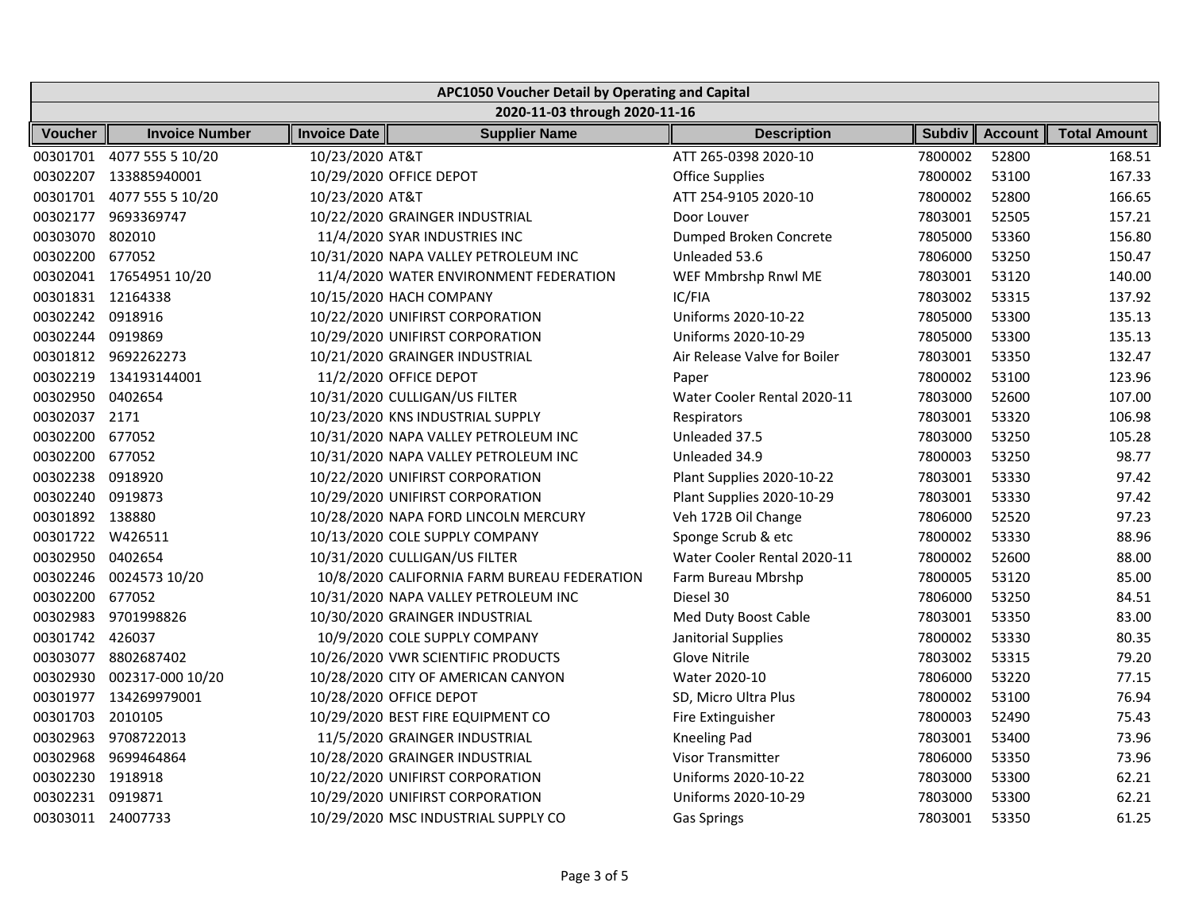| APC1050 Voucher Detail by Operating and Capital | | | | | | | |
|---|---|---|---|---|---|---|---|
| 2020-11-03 through 2020-11-16 | | | | | | | |
| **Voucher** | **Invoice Number** | **Invoice Date** | **Supplier Name** | **Description** | **Subdiv** | **Account** | **Total Amount** |
| 00301701 | 4077 555 5 10/20 | 10/23/2020 | AT&T | ATT 265-0398 2020-10 | 7800002 | 52800 | 168.51 |
| 00302207 | 133885940001 | 10/29/2020 | OFFICE DEPOT | Office Supplies | 7800002 | 53100 | 167.33 |
| 00301701 | 4077 555 5 10/20 | 10/23/2020 | AT&T | ATT 254-9105 2020-10 | 7800002 | 52800 | 166.65 |
| 00302177 | 9693369747 | 10/22/2020 | GRAINGER INDUSTRIAL | Door Louver | 7803001 | 52505 | 157.21 |
| 00303070 | 802010 | 11/4/2020 | SYAR INDUSTRIES INC | Dumped Broken Concrete | 7805000 | 53360 | 156.80 |
| 00302200 | 677052 | 10/31/2020 | NAPA VALLEY PETROLEUM INC | Unleaded 53.6 | 7806000 | 53250 | 150.47 |
| 00302041 | 17654951 10/20 | 11/4/2020 | WATER ENVIRONMENT FEDERATION | WEF Mmbrshp Rnwl ME | 7803001 | 53120 | 140.00 |
| 00301831 | 12164338 | 10/15/2020 | HACH COMPANY | IC/FIA | 7803002 | 53315 | 137.92 |
| 00302242 | 0918916 | 10/22/2020 | UNIFIRST CORPORATION | Uniforms 2020-10-22 | 7805000 | 53300 | 135.13 |
| 00302244 | 0919869 | 10/29/2020 | UNIFIRST CORPORATION | Uniforms 2020-10-29 | 7805000 | 53300 | 135.13 |
| 00301812 | 9692262273 | 10/21/2020 | GRAINGER INDUSTRIAL | Air Release Valve for Boiler | 7803001 | 53350 | 132.47 |
| 00302219 | 134193144001 | 11/2/2020 | OFFICE DEPOT | Paper | 7800002 | 53100 | 123.96 |
| 00302950 | 0402654 | 10/31/2020 | CULLIGAN/US FILTER | Water Cooler Rental 2020-11 | 7803000 | 52600 | 107.00 |
| 00302037 | 2171 | 10/23/2020 | KNS INDUSTRIAL SUPPLY | Respirators | 7803001 | 53320 | 106.98 |
| 00302200 | 677052 | 10/31/2020 | NAPA VALLEY PETROLEUM INC | Unleaded 37.5 | 7803000 | 53250 | 105.28 |
| 00302200 | 677052 | 10/31/2020 | NAPA VALLEY PETROLEUM INC | Unleaded 34.9 | 7800003 | 53250 | 98.77 |
| 00302238 | 0918920 | 10/22/2020 | UNIFIRST CORPORATION | Plant Supplies 2020-10-22 | 7803001 | 53330 | 97.42 |
| 00302240 | 0919873 | 10/29/2020 | UNIFIRST CORPORATION | Plant Supplies 2020-10-29 | 7803001 | 53330 | 97.42 |
| 00301892 | 138880 | 10/28/2020 | NAPA FORD LINCOLN MERCURY | Veh 172B Oil Change | 7806000 | 52520 | 97.23 |
| 00301722 | W426511 | 10/13/2020 | COLE SUPPLY COMPANY | Sponge Scrub & etc | 7800002 | 53330 | 88.96 |
| 00302950 | 0402654 | 10/31/2020 | CULLIGAN/US FILTER | Water Cooler Rental 2020-11 | 7800002 | 52600 | 88.00 |
| 00302246 | 0024573 10/20 | 10/8/2020 | CALIFORNIA FARM BUREAU FEDERATION | Farm Bureau Mbrshp | 7800005 | 53120 | 85.00 |
| 00302200 | 677052 | 10/31/2020 | NAPA VALLEY PETROLEUM INC | Diesel 30 | 7806000 | 53250 | 84.51 |
| 00302983 | 9701998826 | 10/30/2020 | GRAINGER INDUSTRIAL | Med Duty Boost Cable | 7803001 | 53350 | 83.00 |
| 00301742 | 426037 | 10/9/2020 | COLE SUPPLY COMPANY | Janitorial Supplies | 7800002 | 53330 | 80.35 |
| 00303077 | 8802687402 | 10/26/2020 | VWR SCIENTIFIC PRODUCTS | Glove Nitrile | 7803002 | 53315 | 79.20 |
| 00302930 | 002317-000 10/20 | 10/28/2020 | CITY OF AMERICAN CANYON | Water 2020-10 | 7806000 | 53220 | 77.15 |
| 00301977 | 134269979001 | 10/28/2020 | OFFICE DEPOT | SD, Micro Ultra Plus | 7800002 | 53100 | 76.94 |
| 00301703 | 2010105 | 10/29/2020 | BEST FIRE EQUIPMENT CO | Fire Extinguisher | 7800003 | 52490 | 75.43 |
| 00302963 | 9708722013 | 11/5/2020 | GRAINGER INDUSTRIAL | Kneeling Pad | 7803001 | 53400 | 73.96 |
| 00302968 | 9699464864 | 10/28/2020 | GRAINGER INDUSTRIAL | Visor Transmitter | 7806000 | 53350 | 73.96 |
| 00302230 | 1918918 | 10/22/2020 | UNIFIRST CORPORATION | Uniforms 2020-10-22 | 7803000 | 53300 | 62.21 |
| 00302231 | 0919871 | 10/29/2020 | UNIFIRST CORPORATION | Uniforms 2020-10-29 | 7803000 | 53300 | 62.21 |
| 00303011 | 24007733 | 10/29/2020 | MSC INDUSTRIAL SUPPLY CO | Gas Springs | 7803001 | 53350 | 61.25 |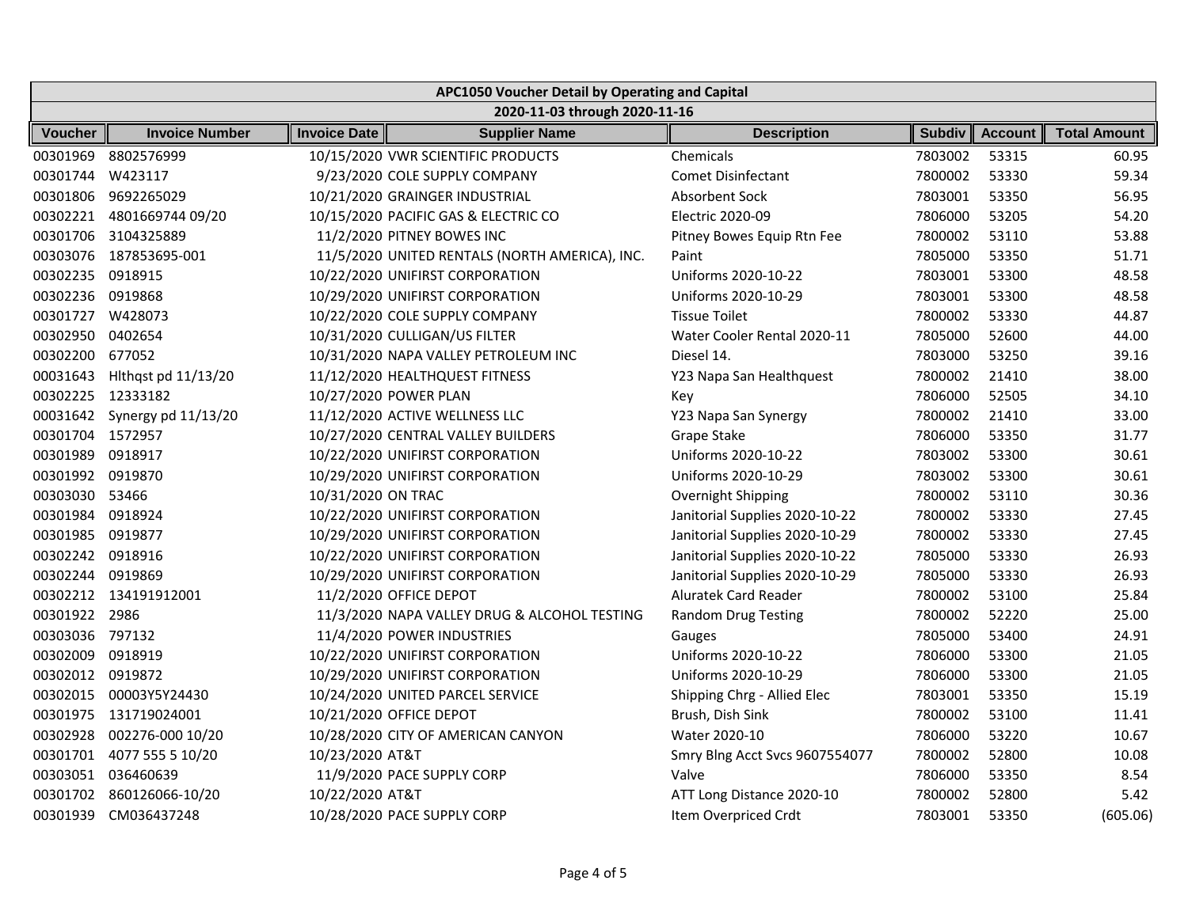| APC1050 Voucher Detail by Operating and Capital | | | | | | | |
|---|---|---|---|---|---|---|---|
| 2020-11-03 through 2020-11-16 | | | | | | | |
| **Voucher** | **Invoice Number** | **Invoice Date** | **Supplier Name** | **Description** | **Subdiv** | **Account** | **Total Amount** |
| 00301969 | 8802576999 | 10/15/2020 | VWR SCIENTIFIC PRODUCTS | Chemicals | 7803002 | 53315 | 60.95 |
| 00301744 | W423117 | 9/23/2020 | COLE SUPPLY COMPANY | Comet Disinfectant | 7800002 | 53330 | 59.34 |
| 00301806 | 9692265029 | 10/21/2020 | GRAINGER INDUSTRIAL | Absorbent Sock | 7803001 | 53350 | 56.95 |
| 00302221 | 4801669744 09/20 | 10/15/2020 | PACIFIC GAS & ELECTRIC CO | Electric 2020-09 | 7806000 | 53205 | 54.20 |
| 00301706 | 3104325889 | 11/2/2020 | PITNEY BOWES INC | Pitney Bowes Equip Rtn Fee | 7800002 | 53110 | 53.88 |
| 00303076 | 187853695-001 | 11/5/2020 | UNITED RENTALS (NORTH AMERICA), INC. | Paint | 7805000 | 53350 | 51.71 |
| 00302235 | 0918915 | 10/22/2020 | UNIFIRST CORPORATION | Uniforms 2020-10-22 | 7803001 | 53300 | 48.58 |
| 00302236 | 0919868 | 10/29/2020 | UNIFIRST CORPORATION | Uniforms 2020-10-29 | 7803001 | 53300 | 48.58 |
| 00301727 | W428073 | 10/22/2020 | COLE SUPPLY COMPANY | Tissue Toilet | 7800002 | 53330 | 44.87 |
| 00302950 | 0402654 | 10/31/2020 | CULLIGAN/US FILTER | Water Cooler Rental 2020-11 | 7805000 | 52600 | 44.00 |
| 00302200 | 677052 | 10/31/2020 | NAPA VALLEY PETROLEUM INC | Diesel 14. | 7803000 | 53250 | 39.16 |
| 00031643 | Hlthqst pd 11/13/20 | 11/12/2020 | HEALTHQUEST FITNESS | Y23 Napa San Healthquest | 7800002 | 21410 | 38.00 |
| 00302225 | 12333182 | 10/27/2020 | POWER PLAN | Key | 7806000 | 52505 | 34.10 |
| 00031642 | Synergy pd 11/13/20 | 11/12/2020 | ACTIVE WELLNESS LLC | Y23 Napa San Synergy | 7800002 | 21410 | 33.00 |
| 00301704 | 1572957 | 10/27/2020 | CENTRAL VALLEY BUILDERS | Grape Stake | 7806000 | 53350 | 31.77 |
| 00301989 | 0918917 | 10/22/2020 | UNIFIRST CORPORATION | Uniforms 2020-10-22 | 7803002 | 53300 | 30.61 |
| 00301992 | 0919870 | 10/29/2020 | UNIFIRST CORPORATION | Uniforms 2020-10-29 | 7803002 | 53300 | 30.61 |
| 00303030 | 53466 | 10/31/2020 | ON TRAC | Overnight Shipping | 7800002 | 53110 | 30.36 |
| 00301984 | 0918924 | 10/22/2020 | UNIFIRST CORPORATION | Janitorial Supplies 2020-10-22 | 7800002 | 53330 | 27.45 |
| 00301985 | 0919877 | 10/29/2020 | UNIFIRST CORPORATION | Janitorial Supplies 2020-10-29 | 7800002 | 53330 | 27.45 |
| 00302242 | 0918916 | 10/22/2020 | UNIFIRST CORPORATION | Janitorial Supplies 2020-10-22 | 7805000 | 53330 | 26.93 |
| 00302244 | 0919869 | 10/29/2020 | UNIFIRST CORPORATION | Janitorial Supplies 2020-10-29 | 7805000 | 53330 | 26.93 |
| 00302212 | 134191912001 | 11/2/2020 | OFFICE DEPOT | Aluratek Card Reader | 7800002 | 53100 | 25.84 |
| 00301922 | 2986 | 11/3/2020 | NAPA VALLEY DRUG & ALCOHOL TESTING | Random Drug Testing | 7800002 | 52220 | 25.00 |
| 00303036 | 797132 | 11/4/2020 | POWER INDUSTRIES | Gauges | 7805000 | 53400 | 24.91 |
| 00302009 | 0918919 | 10/22/2020 | UNIFIRST CORPORATION | Uniforms 2020-10-22 | 7806000 | 53300 | 21.05 |
| 00302012 | 0919872 | 10/29/2020 | UNIFIRST CORPORATION | Uniforms 2020-10-29 | 7806000 | 53300 | 21.05 |
| 00302015 | 00003Y5Y24430 | 10/24/2020 | UNITED PARCEL SERVICE | Shipping Chrg - Allied Elec | 7803001 | 53350 | 15.19 |
| 00301975 | 131719024001 | 10/21/2020 | OFFICE DEPOT | Brush, Dish Sink | 7800002 | 53100 | 11.41 |
| 00302928 | 002276-000 10/20 | 10/28/2020 | CITY OF AMERICAN CANYON | Water 2020-10 | 7806000 | 53220 | 10.67 |
| 00301701 | 4077 555 5 10/20 | 10/23/2020 | AT&T | Smry Blng Acct Svcs 9607554077 | 7800002 | 52800 | 10.08 |
| 00303051 | 036460639 | 11/9/2020 | PACE SUPPLY CORP | Valve | 7806000 | 53350 | 8.54 |
| 00301702 | 860126066-10/20 | 10/22/2020 | AT&T | ATT Long Distance 2020-10 | 7800002 | 52800 | 5.42 |
| 00301939 | CM036437248 | 10/28/2020 | PACE SUPPLY CORP | Item Overpriced Crdt | 7803001 | 53350 | (605.06) |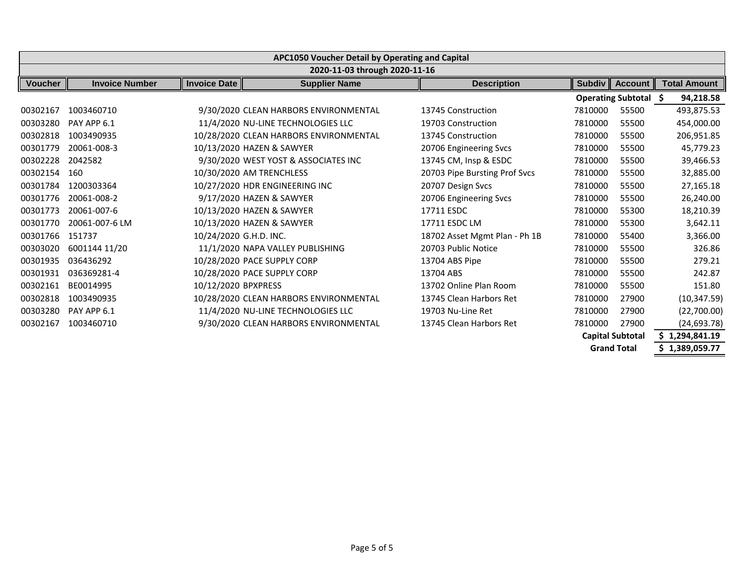## APC1050 Voucher Detail by Operating and Capital

### 2020-11-03 through 2020-11-16

| Voucher | Invoice Number | Invoice Date | Supplier Name | Description | Subdiv | Account | Total Amount |
|---|---|---|---|---|---|---|---|
| | | | | | **Operating Subtotal** | | **$ 94,218.58** |
| 00302167 | 1003460710 | 9/30/2020 | CLEAN HARBORS ENVIRONMENTAL | 13745 Construction | 7810000 | 55500 | 493,875.53 |
| 00303280 | PAY APP 6.1 | 11/4/2020 | NU-LINE TECHNOLOGIES LLC | 19703 Construction | 7810000 | 55500 | 454,000.00 |
| 00302818 | 1003490935 | 10/28/2020 | CLEAN HARBORS ENVIRONMENTAL | 13745 Construction | 7810000 | 55500 | 206,951.85 |
| 00301779 | 20061-008-3 | 10/13/2020 | HAZEN & SAWYER | 20706 Engineering Svcs | 7810000 | 55500 | 45,779.23 |
| 00302228 | 2042582 | 9/30/2020 | WEST YOST & ASSOCIATES INC | 13745 CM, Insp & ESDC | 7810000 | 55500 | 39,466.53 |
| 00302154 | 160 | 10/30/2020 | AM TRENCHLESS | 20703 Pipe Bursting Prof Svcs | 7810000 | 55500 | 32,885.00 |
| 00301784 | 1200303364 | 10/27/2020 | HDR ENGINEERING INC | 20707 Design Svcs | 7810000 | 55500 | 27,165.18 |
| 00301776 | 20061-008-2 | 9/17/2020 | HAZEN & SAWYER | 20706 Engineering Svcs | 7810000 | 55500 | 26,240.00 |
| 00301773 | 20061-007-6 | 10/13/2020 | HAZEN & SAWYER | 17711 ESDC | 7810000 | 55300 | 18,210.39 |
| 00301770 | 20061-007-6 LM | 10/13/2020 | HAZEN & SAWYER | 17711 ESDC LM | 7810000 | 55300 | 3,642.11 |
| 00301766 | 151737 | 10/24/2020 | G.H.D. INC. | 18702 Asset Mgmt Plan - Ph 1B | 7810000 | 55400 | 3,366.00 |
| 00303020 | 6001144 11/20 | 11/1/2020 | NAPA VALLEY PUBLISHING | 20703 Public Notice | 7810000 | 55500 | 326.86 |
| 00301935 | 036436292 | 10/28/2020 | PACE SUPPLY CORP | 13704 ABS Pipe | 7810000 | 55500 | 279.21 |
| 00301931 | 036369281-4 | 10/28/2020 | PACE SUPPLY CORP | 13704 ABS | 7810000 | 55500 | 242.87 |
| 00302161 | BE0014995 | 10/12/2020 | BPXPRESS | 13702 Online Plan Room | 7810000 | 55500 | 151.80 |
| 00302818 | 1003490935 | 10/28/2020 | CLEAN HARBORS ENVIRONMENTAL | 13745 Clean Harbors Ret | 7810000 | 27900 | (10,347.59) |
| 00303280 | PAY APP 6.1 | 11/4/2020 | NU-LINE TECHNOLOGIES LLC | 19703 Nu-Line Ret | 7810000 | 27900 | (22,700.00) |
| 00302167 | 1003460710 | 9/30/2020 | CLEAN HARBORS ENVIRONMENTAL | 13745 Clean Harbors Ret | 7810000 | 27900 | (24,693.78) |
| | | | | | **Capital Subtotal** | | **$ 1,294,841.19** |
| | | | | | **Grand Total** | | **$ 1,389,059.77** |